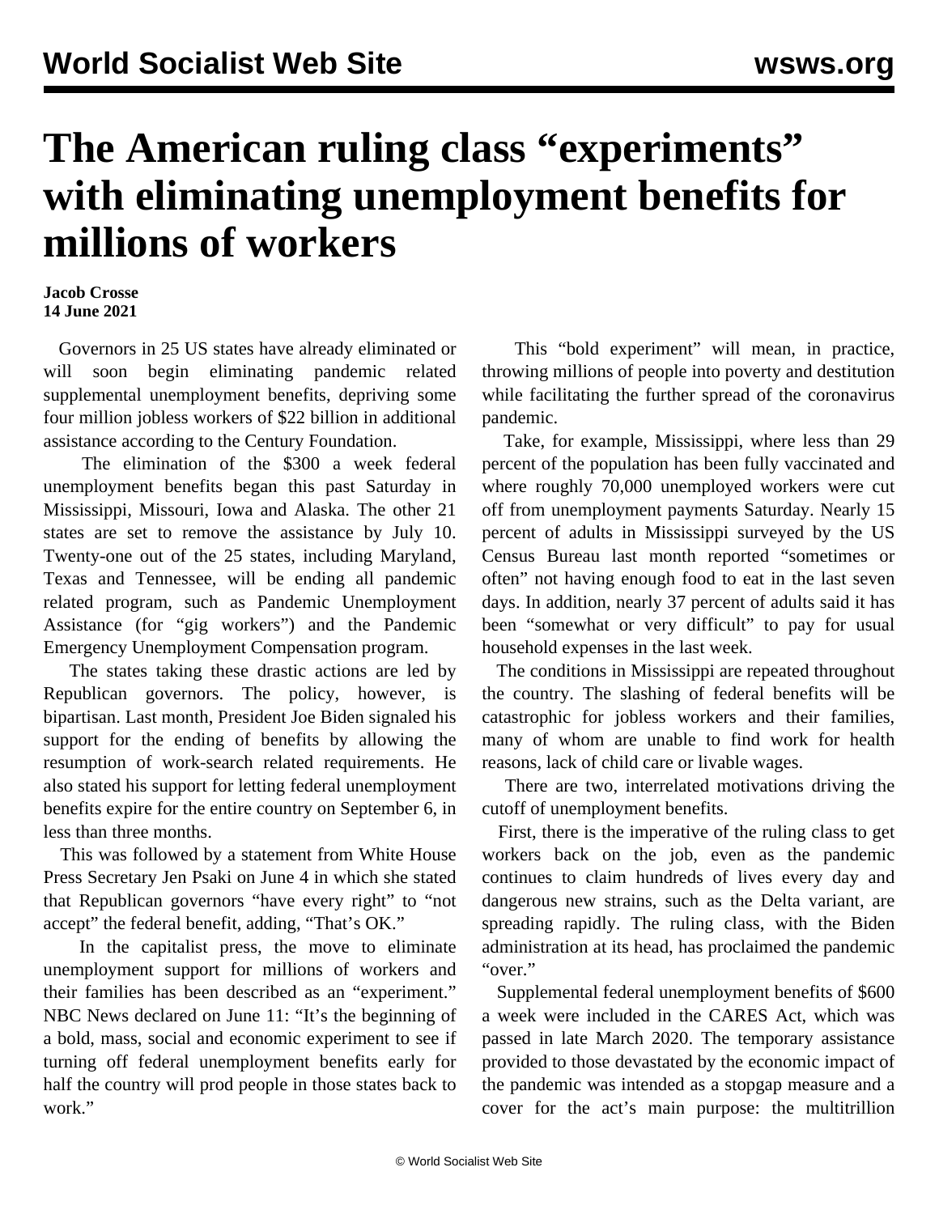# The American ruling class "experiments" with eliminating unemployment benefits for millions of workers

**Jacob Crosse**
**14 June 2021**

Governors in 25 US states have already eliminated or will soon begin eliminating pandemic related supplemental unemployment benefits, depriving some four million jobless workers of $22 billion in additional assistance according to the Century Foundation.

The elimination of the $300 a week federal unemployment benefits began this past Saturday in Mississippi, Missouri, Iowa and Alaska. The other 21 states are set to remove the assistance by July 10. Twenty-one out of the 25 states, including Maryland, Texas and Tennessee, will be ending all pandemic related program, such as Pandemic Unemployment Assistance (for "gig workers") and the Pandemic Emergency Unemployment Compensation program.

The states taking these drastic actions are led by Republican governors. The policy, however, is bipartisan. Last month, President Joe Biden signaled his support for the ending of benefits by allowing the resumption of work-search related requirements. He also stated his support for letting federal unemployment benefits expire for the entire country on September 6, in less than three months.

This was followed by a statement from White House Press Secretary Jen Psaki on June 4 in which she stated that Republican governors "have every right" to "not accept" the federal benefit, adding, "That's OK."

In the capitalist press, the move to eliminate unemployment support for millions of workers and their families has been described as an "experiment." NBC News declared on June 11: "It's the beginning of a bold, mass, social and economic experiment to see if turning off federal unemployment benefits early for half the country will prod people in those states back to work."

This "bold experiment" will mean, in practice, throwing millions of people into poverty and destitution while facilitating the further spread of the coronavirus pandemic.

Take, for example, Mississippi, where less than 29 percent of the population has been fully vaccinated and where roughly 70,000 unemployed workers were cut off from unemployment payments Saturday. Nearly 15 percent of adults in Mississippi surveyed by the US Census Bureau last month reported "sometimes or often" not having enough food to eat in the last seven days. In addition, nearly 37 percent of adults said it has been "somewhat or very difficult" to pay for usual household expenses in the last week.

The conditions in Mississippi are repeated throughout the country. The slashing of federal benefits will be catastrophic for jobless workers and their families, many of whom are unable to find work for health reasons, lack of child care or livable wages.

There are two, interrelated motivations driving the cutoff of unemployment benefits.

First, there is the imperative of the ruling class to get workers back on the job, even as the pandemic continues to claim hundreds of lives every day and dangerous new strains, such as the Delta variant, are spreading rapidly. The ruling class, with the Biden administration at its head, has proclaimed the pandemic "over."

Supplemental federal unemployment benefits of $600 a week were included in the CARES Act, which was passed in late March 2020. The temporary assistance provided to those devastated by the economic impact of the pandemic was intended as a stopgap measure and a cover for the act's main purpose: the multitrillion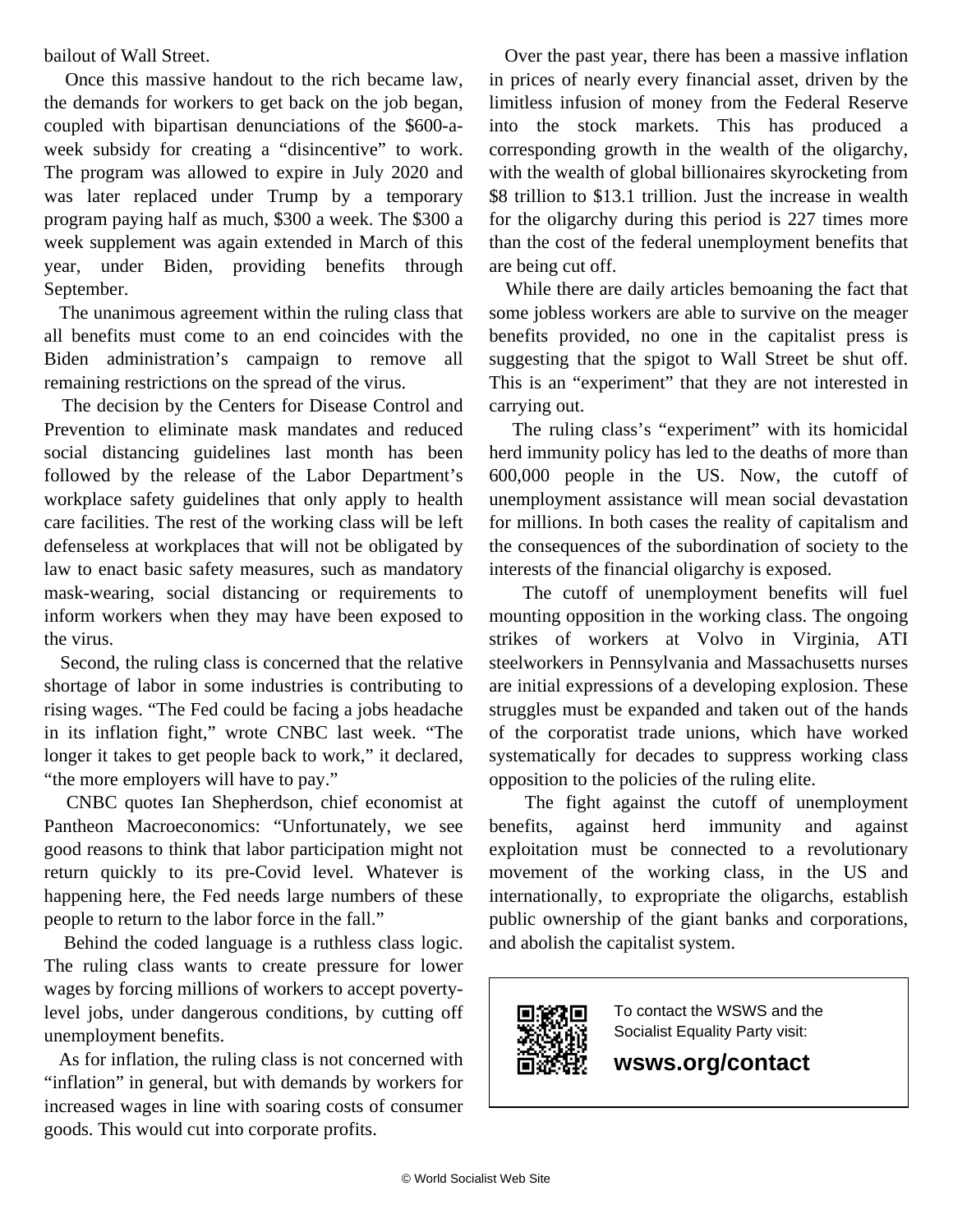bailout of Wall Street.

Once this massive handout to the rich became law, the demands for workers to get back on the job began, coupled with bipartisan denunciations of the $600-a-week subsidy for creating a "disincentive" to work. The program was allowed to expire in July 2020 and was later replaced under Trump by a temporary program paying half as much, $300 a week. The $300 a week supplement was again extended in March of this year, under Biden, providing benefits through September.

The unanimous agreement within the ruling class that all benefits must come to an end coincides with the Biden administration's campaign to remove all remaining restrictions on the spread of the virus.

The decision by the Centers for Disease Control and Prevention to eliminate mask mandates and reduced social distancing guidelines last month has been followed by the release of the Labor Department's workplace safety guidelines that only apply to health care facilities. The rest of the working class will be left defenseless at workplaces that will not be obligated by law to enact basic safety measures, such as mandatory mask-wearing, social distancing or requirements to inform workers when they may have been exposed to the virus.

Second, the ruling class is concerned that the relative shortage of labor in some industries is contributing to rising wages. "The Fed could be facing a jobs headache in its inflation fight," wrote CNBC last week. "The longer it takes to get people back to work," it declared, "the more employers will have to pay."

CNBC quotes Ian Shepherdson, chief economist at Pantheon Macroeconomics: "Unfortunately, we see good reasons to think that labor participation might not return quickly to its pre-Covid level. Whatever is happening here, the Fed needs large numbers of these people to return to the labor force in the fall."

Behind the coded language is a ruthless class logic. The ruling class wants to create pressure for lower wages by forcing millions of workers to accept poverty-level jobs, under dangerous conditions, by cutting off unemployment benefits.

As for inflation, the ruling class is not concerned with "inflation" in general, but with demands by workers for increased wages in line with soaring costs of consumer goods. This would cut into corporate profits.

Over the past year, there has been a massive inflation in prices of nearly every financial asset, driven by the limitless infusion of money from the Federal Reserve into the stock markets. This has produced a corresponding growth in the wealth of the oligarchy, with the wealth of global billionaires skyrocketing from $8 trillion to $13.1 trillion. Just the increase in wealth for the oligarchy during this period is 227 times more than the cost of the federal unemployment benefits that are being cut off.

While there are daily articles bemoaning the fact that some jobless workers are able to survive on the meager benefits provided, no one in the capitalist press is suggesting that the spigot to Wall Street be shut off. This is an "experiment" that they are not interested in carrying out.

The ruling class's "experiment" with its homicidal herd immunity policy has led to the deaths of more than 600,000 people in the US. Now, the cutoff of unemployment assistance will mean social devastation for millions. In both cases the reality of capitalism and the consequences of the subordination of society to the interests of the financial oligarchy is exposed.

The cutoff of unemployment benefits will fuel mounting opposition in the working class. The ongoing strikes of workers at Volvo in Virginia, ATI steelworkers in Pennsylvania and Massachusetts nurses are initial expressions of a developing explosion. These struggles must be expanded and taken out of the hands of the corporatist trade unions, which have worked systematically for decades to suppress working class opposition to the policies of the ruling elite.

The fight against the cutoff of unemployment benefits, against herd immunity and against exploitation must be connected to a revolutionary movement of the working class, in the US and internationally, to expropriate the oligarchs, establish public ownership of the giant banks and corporations, and abolish the capitalist system.

To contact the WSWS and the Socialist Equality Party visit:

**wsws.org/contact**